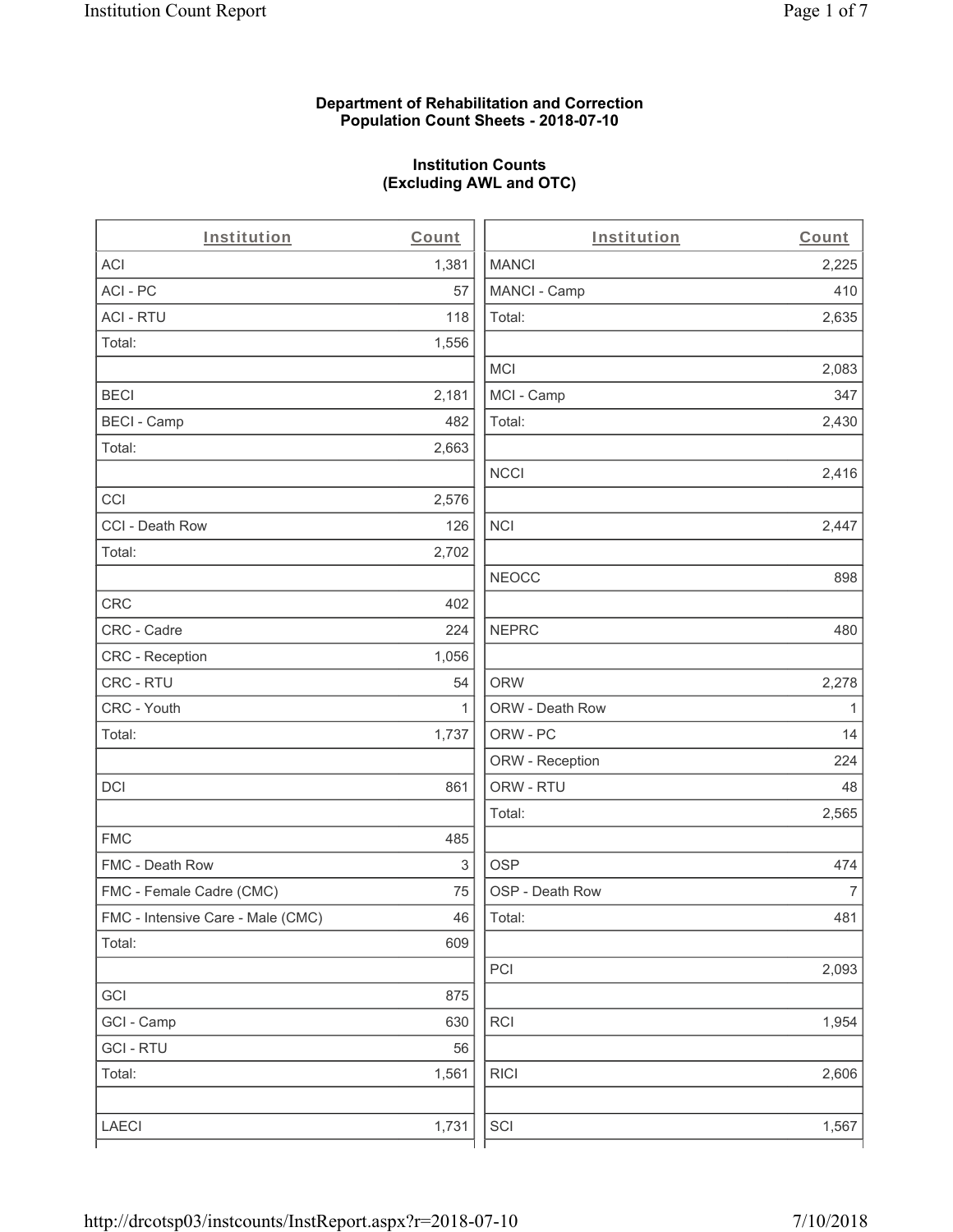**Department of Rehabilitation and Correction**
**Population Count Sheets - 2018-07-10**

**Institution Counts**
**(Excluding AWL and OTC)**

| Institution | Count |
|---|---|
| ACI | 1,381 |
| ACI - PC | 57 |
| ACI - RTU | 118 |
| Total: | 1,556 |
| | |
| BECI | 2,181 |
| BECI - Camp | 482 |
| Total: | 2,663 |
| | |
| CCI | 2,576 |
| CCI - Death Row | 126 |
| Total: | 2,702 |
| | |
| CRC | 402 |
| CRC - Cadre | 224 |
| CRC - Reception | 1,056 |
| CRC - RTU | 54 |
| CRC - Youth | 1 |
| Total: | 1,737 |
| | |
| DCI | 861 |
| | |
| FMC | 485 |
| FMC - Death Row | 3 |
| FMC - Female Cadre (CMC) | 75 |
| FMC - Intensive Care - Male (CMC) | 46 |
| Total: | 609 |
| | |
| GCI | 875 |
| GCI - Camp | 630 |
| GCI - RTU | 56 |
| Total: | 1,561 |
| | |
| LAECI | 1,731 |

| Institution | Count |
|---|---|
| MANCI | 2,225 |
| MANCI - Camp | 410 |
| Total: | 2,635 |
| | |
| MCI | 2,083 |
| MCI - Camp | 347 |
| Total: | 2,430 |
| | |
| NCCI | 2,416 |
| | |
| NCI | 2,447 |
| | |
| NEOCC | 898 |
| | |
| NEPRC | 480 |
| | |
| ORW | 2,278 |
| ORW - Death Row | 1 |
| ORW - PC | 14 |
| ORW - Reception | 224 |
| ORW - RTU | 48 |
| Total: | 2,565 |
| | |
| OSP | 474 |
| OSP - Death Row | 7 |
| Total: | 481 |
| | |
| PCI | 2,093 |
| | |
| RCI | 1,954 |
| | |
| RICI | 2,606 |
| | |
| SCI | 1,567 |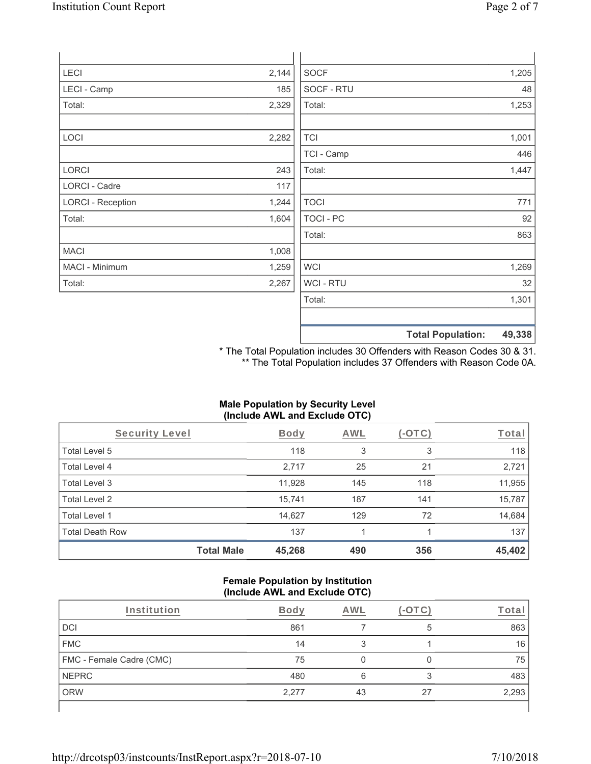| | |
|---|---|
| LECI | 2,144 |
| LECI - Camp | 185 |
| Total: | 2,329 |
| | |
| LOCI | 2,282 |
| | |
| LORCI | 243 |
| LORCI - Cadre | 117 |
| LORCI - Reception | 1,244 |
| Total: | 1,604 |
| | |
| MACI | 1,008 |
| MACI - Minimum | 1,259 |
| Total: | 2,267 |

| | |
|---|---|
| SOCF | 1,205 |
| SOCF - RTU | 48 |
| Total: | 1,253 |
| | |
| TCI | 1,001 |
| TCI - Camp | 446 |
| Total: | 1,447 |
| | |
| TOCI | 771 |
| TOCI - PC | 92 |
| Total: | 863 |
| | |
| WCI | 1,269 |
| WCI - RTU | 32 |
| Total: | 1,301 |
| | |
| **Total Population:** | **49,338** |

\* The Total Population includes 30 Offenders with Reason Codes 30 & 31.
\*\* The Total Population includes 37 Offenders with Reason Code 0A.

**Male Population by Security Level (Include AWL and Exclude OTC)**

| Security Level | Body | AWL | (-OTC) | Total |
|---|---|---|---|---|
| Total Level 5 | 118 | 3 | 3 | 118 |
| Total Level 4 | 2,717 | 25 | 21 | 2,721 |
| Total Level 3 | 11,928 | 145 | 118 | 11,955 |
| Total Level 2 | 15,741 | 187 | 141 | 15,787 |
| Total Level 1 | 14,627 | 129 | 72 | 14,684 |
| Total Death Row | 137 | 1 | 1 | 137 |
| **Total Male** | **45,268** | **490** | **356** | **45,402** |

**Female Population by Institution (Include AWL and Exclude OTC)**

| Institution | Body | AWL | (-OTC) | Total |
|---|---|---|---|---|
| DCI | 861 | 7 | 5 | 863 |
| FMC | 14 | 3 | 1 | 16 |
| FMC - Female Cadre (CMC) | 75 | 0 | 0 | 75 |
| NEPRC | 480 | 6 | 3 | 483 |
| ORW | 2,277 | 43 | 27 | 2,293 |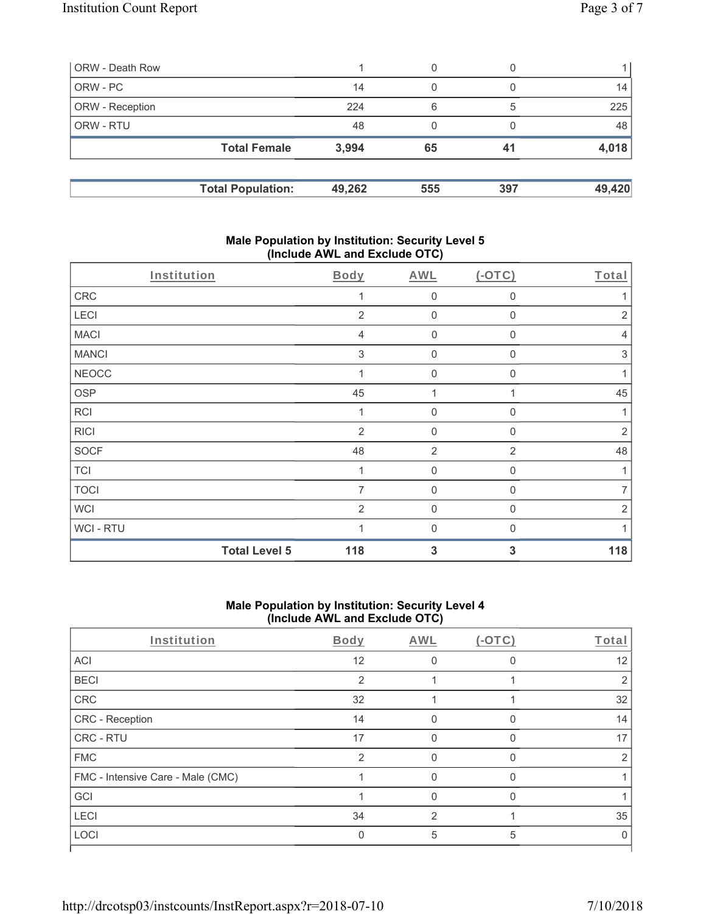| ORW - Death Row | 1 | 0 | 0 | 1 |
|---|---|---|---|---|
| ORW - PC | 14 | 0 | 0 | 14 |
| ORW - Reception | 224 | 6 | 5 | 225 |
| ORW - RTU | 48 | 0 | 0 | 48 |
| **Total Female** | **3,994** | **65** | **41** | **4,018** |

| **Total Population:** | **49,262** | **555** | **397** | **49,420** |
|---|---|---|---|---|

## Male Population by Institution: Security Level 5 (Include AWL and Exclude OTC)

| Institution | Body | AWL | (-OTC) | Total |
|---|---|---|---|---|
| CRC | 1 | 0 | 0 | 1 |
| LECI | 2 | 0 | 0 | 2 |
| MACI | 4 | 0 | 0 | 4 |
| MANCI | 3 | 0 | 0 | 3 |
| NEOCC | 1 | 0 | 0 | 1 |
| OSP | 45 | 1 | 1 | 45 |
| RCI | 1 | 0 | 0 | 1 |
| RICI | 2 | 0 | 0 | 2 |
| SOCF | 48 | 2 | 2 | 48 |
| TCI | 1 | 0 | 0 | 1 |
| TOCI | 7 | 0 | 0 | 7 |
| WCI | 2 | 0 | 0 | 2 |
| WCI - RTU | 1 | 0 | 0 | 1 |
| **Total Level 5** | **118** | **3** | **3** | **118** |

## Male Population by Institution: Security Level 4 (Include AWL and Exclude OTC)

| Institution | Body | AWL | (-OTC) | Total |
|---|---|---|---|---|
| ACI | 12 | 0 | 0 | 12 |
| BECI | 2 | 1 | 1 | 2 |
| CRC | 32 | 1 | 1 | 32 |
| CRC - Reception | 14 | 0 | 0 | 14 |
| CRC - RTU | 17 | 0 | 0 | 17 |
| FMC | 2 | 0 | 0 | 2 |
| FMC - Intensive Care - Male (CMC) | 1 | 0 | 0 | 1 |
| GCI | 1 | 0 | 0 | 1 |
| LECI | 34 | 2 | 1 | 35 |
| LOCI | 0 | 5 | 5 | 0 |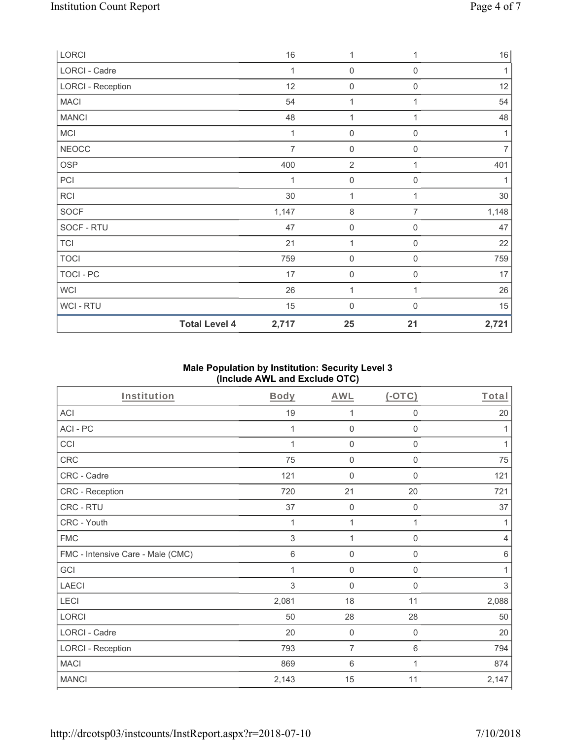| | Body | AWL | (-OTC) | Total |
|---|---|---|---|---|
| LORCI | 16 | 1 | 1 | 16 |
| LORCI - Cadre | 1 | 0 | 0 | 1 |
| LORCI - Reception | 12 | 0 | 0 | 12 |
| MACI | 54 | 1 | 1 | 54 |
| MANCI | 48 | 1 | 1 | 48 |
| MCI | 1 | 0 | 0 | 1 |
| NEOCC | 7 | 0 | 0 | 7 |
| OSP | 400 | 2 | 1 | 401 |
| PCI | 1 | 0 | 0 | 1 |
| RCI | 30 | 1 | 1 | 30 |
| SOCF | 1,147 | 8 | 7 | 1,148 |
| SOCF - RTU | 47 | 0 | 0 | 47 |
| TCI | 21 | 1 | 0 | 22 |
| TOCI | 759 | 0 | 0 | 759 |
| TOCI - PC | 17 | 0 | 0 | 17 |
| WCI | 26 | 1 | 1 | 26 |
| WCI - RTU | 15 | 0 | 0 | 15 |
| **Total Level 4** | **2,717** | **25** | **21** | **2,721** |

**Male Population by Institution: Security Level 3 (Include AWL and Exclude OTC)**

| Institution | Body | AWL | (-OTC) | Total |
|---|---|---|---|---|
| ACI | 19 | 1 | 0 | 20 |
| ACI - PC | 1 | 0 | 0 | 1 |
| CCI | 1 | 0 | 0 | 1 |
| CRC | 75 | 0 | 0 | 75 |
| CRC - Cadre | 121 | 0 | 0 | 121 |
| CRC - Reception | 720 | 21 | 20 | 721 |
| CRC - RTU | 37 | 0 | 0 | 37 |
| CRC - Youth | 1 | 1 | 1 | 1 |
| FMC | 3 | 1 | 0 | 4 |
| FMC - Intensive Care - Male (CMC) | 6 | 0 | 0 | 6 |
| GCI | 1 | 0 | 0 | 1 |
| LAECI | 3 | 0 | 0 | 3 |
| LECI | 2,081 | 18 | 11 | 2,088 |
| LORCI | 50 | 28 | 28 | 50 |
| LORCI - Cadre | 20 | 0 | 0 | 20 |
| LORCI - Reception | 793 | 7 | 6 | 794 |
| MACI | 869 | 6 | 1 | 874 |
| MANCI | 2,143 | 15 | 11 | 2,147 |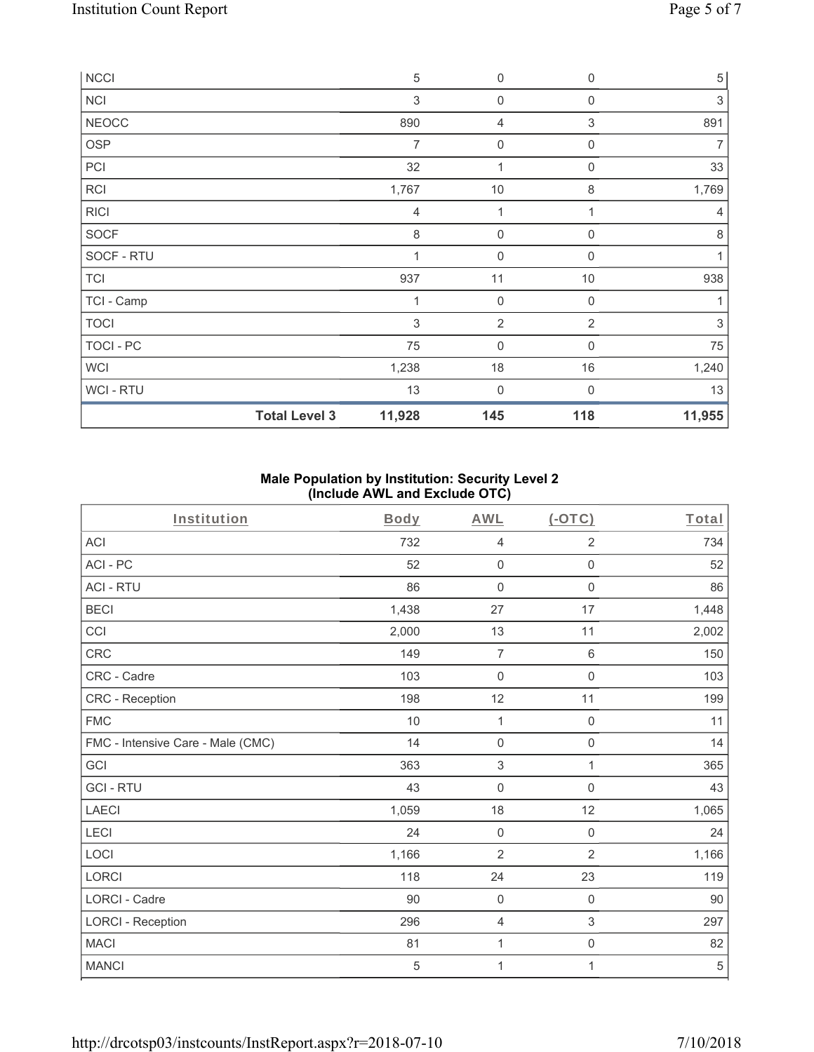| NCCI | | 5 | 0 | 0 | 5 |
|---|---|---|---|---|---|
| NCI | | 3 | 0 | 0 | 3 |
| NEOCC | | 890 | 4 | 3 | 891 |
| OSP | | 7 | 0 | 0 | 7 |
| PCI | | 32 | 1 | 0 | 33 |
| RCI | | 1,767 | 10 | 8 | 1,769 |
| RICI | | 4 | 1 | 1 | 4 |
| SOCF | | 8 | 0 | 0 | 8 |
| SOCF - RTU | | 1 | 0 | 0 | 1 |
| TCI | | 937 | 11 | 10 | 938 |
| TCI - Camp | | 1 | 0 | 0 | 1 |
| TOCI | | 3 | 2 | 2 | 3 |
| TOCI - PC | | 75 | 0 | 0 | 75 |
| WCI | | 1,238 | 18 | 16 | 1,240 |
| WCI - RTU | | 13 | 0 | 0 | 13 |
| | **Total Level 3** | **11,928** | **145** | **118** | **11,955** |

## Male Population by Institution: Security Level 2 (Include AWL and Exclude OTC)

| Institution | Body | AWL | (-OTC) | Total |
|---|---|---|---|---|
| ACI | 732 | 4 | 2 | 734 |
| ACI - PC | 52 | 0 | 0 | 52 |
| ACI - RTU | 86 | 0 | 0 | 86 |
| BECI | 1,438 | 27 | 17 | 1,448 |
| CCI | 2,000 | 13 | 11 | 2,002 |
| CRC | 149 | 7 | 6 | 150 |
| CRC - Cadre | 103 | 0 | 0 | 103 |
| CRC - Reception | 198 | 12 | 11 | 199 |
| FMC | 10 | 1 | 0 | 11 |
| FMC - Intensive Care - Male (CMC) | 14 | 0 | 0 | 14 |
| GCI | 363 | 3 | 1 | 365 |
| GCI - RTU | 43 | 0 | 0 | 43 |
| LAECI | 1,059 | 18 | 12 | 1,065 |
| LECI | 24 | 0 | 0 | 24 |
| LOCI | 1,166 | 2 | 2 | 1,166 |
| LORCI | 118 | 24 | 23 | 119 |
| LORCI - Cadre | 90 | 0 | 0 | 90 |
| LORCI - Reception | 296 | 4 | 3 | 297 |
| MACI | 81 | 1 | 0 | 82 |
| MANCI | 5 | 1 | 1 | 5 |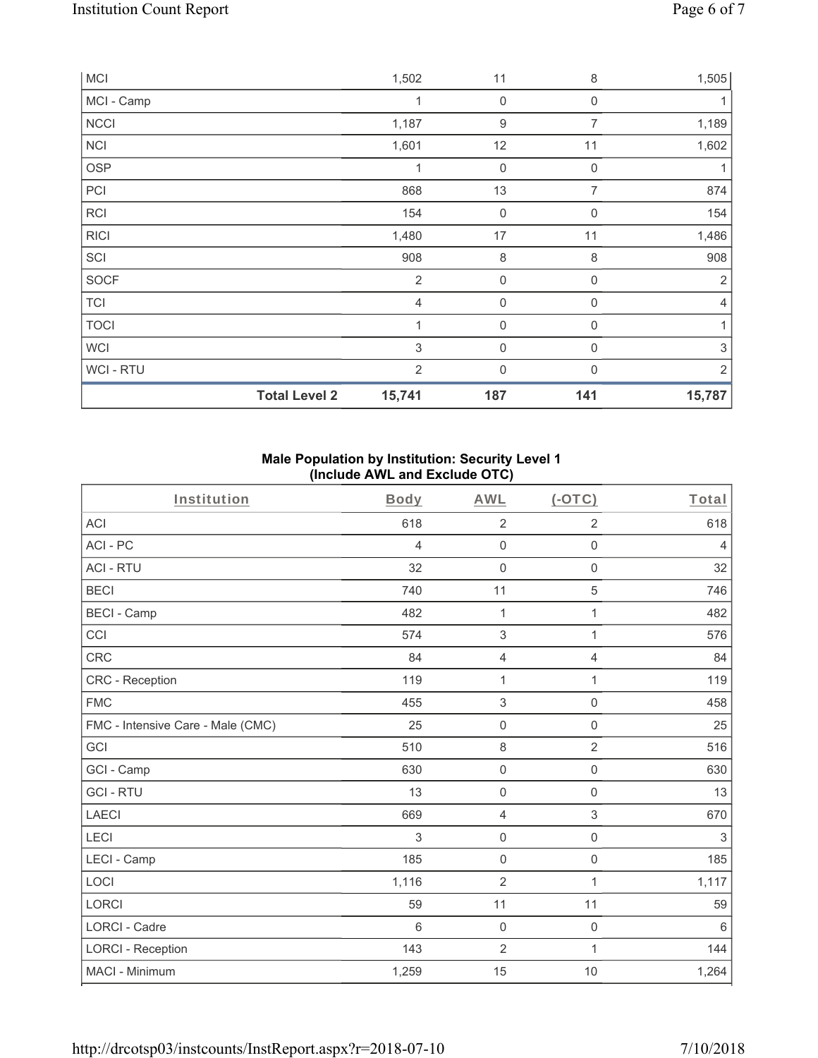| MCI | | 1,502 | 11 | 8 | 1,505 |
|---|---|---|---|---|---|
| MCI - Camp | | 1 | 0 | 0 | 1 |
| NCCI | | 1,187 | 9 | 7 | 1,189 |
| NCI | | 1,601 | 12 | 11 | 1,602 |
| OSP | | 1 | 0 | 0 | 1 |
| PCI | | 868 | 13 | 7 | 874 |
| RCI | | 154 | 0 | 0 | 154 |
| RICI | | 1,480 | 17 | 11 | 1,486 |
| SCI | | 908 | 8 | 8 | 908 |
| SOCF | | 2 | 0 | 0 | 2 |
| TCI | | 4 | 0 | 0 | 4 |
| TOCI | | 1 | 0 | 0 | 1 |
| WCI | | 3 | 0 | 0 | 3 |
| WCI - RTU | | 2 | 0 | 0 | 2 |
| | **Total Level 2** | **15,741** | **187** | **141** | **15,787** |

**Male Population by Institution: Security Level 1 (Include AWL and Exclude OTC)**

| Institution | Body | AWL | (-OTC) | Total |
|---|---|---|---|---|
| ACI | 618 | 2 | 2 | 618 |
| ACI - PC | 4 | 0 | 0 | 4 |
| ACI - RTU | 32 | 0 | 0 | 32 |
| BECI | 740 | 11 | 5 | 746 |
| BECI - Camp | 482 | 1 | 1 | 482 |
| CCI | 574 | 3 | 1 | 576 |
| CRC | 84 | 4 | 4 | 84 |
| CRC - Reception | 119 | 1 | 1 | 119 |
| FMC | 455 | 3 | 0 | 458 |
| FMC - Intensive Care - Male (CMC) | 25 | 0 | 0 | 25 |
| GCI | 510 | 8 | 2 | 516 |
| GCI - Camp | 630 | 0 | 0 | 630 |
| GCI - RTU | 13 | 0 | 0 | 13 |
| LAECI | 669 | 4 | 3 | 670 |
| LECI | 3 | 0 | 0 | 3 |
| LECI - Camp | 185 | 0 | 0 | 185 |
| LOCI | 1,116 | 2 | 1 | 1,117 |
| LORCI | 59 | 11 | 11 | 59 |
| LORCI - Cadre | 6 | 0 | 0 | 6 |
| LORCI - Reception | 143 | 2 | 1 | 144 |
| MACI - Minimum | 1,259 | 15 | 10 | 1,264 |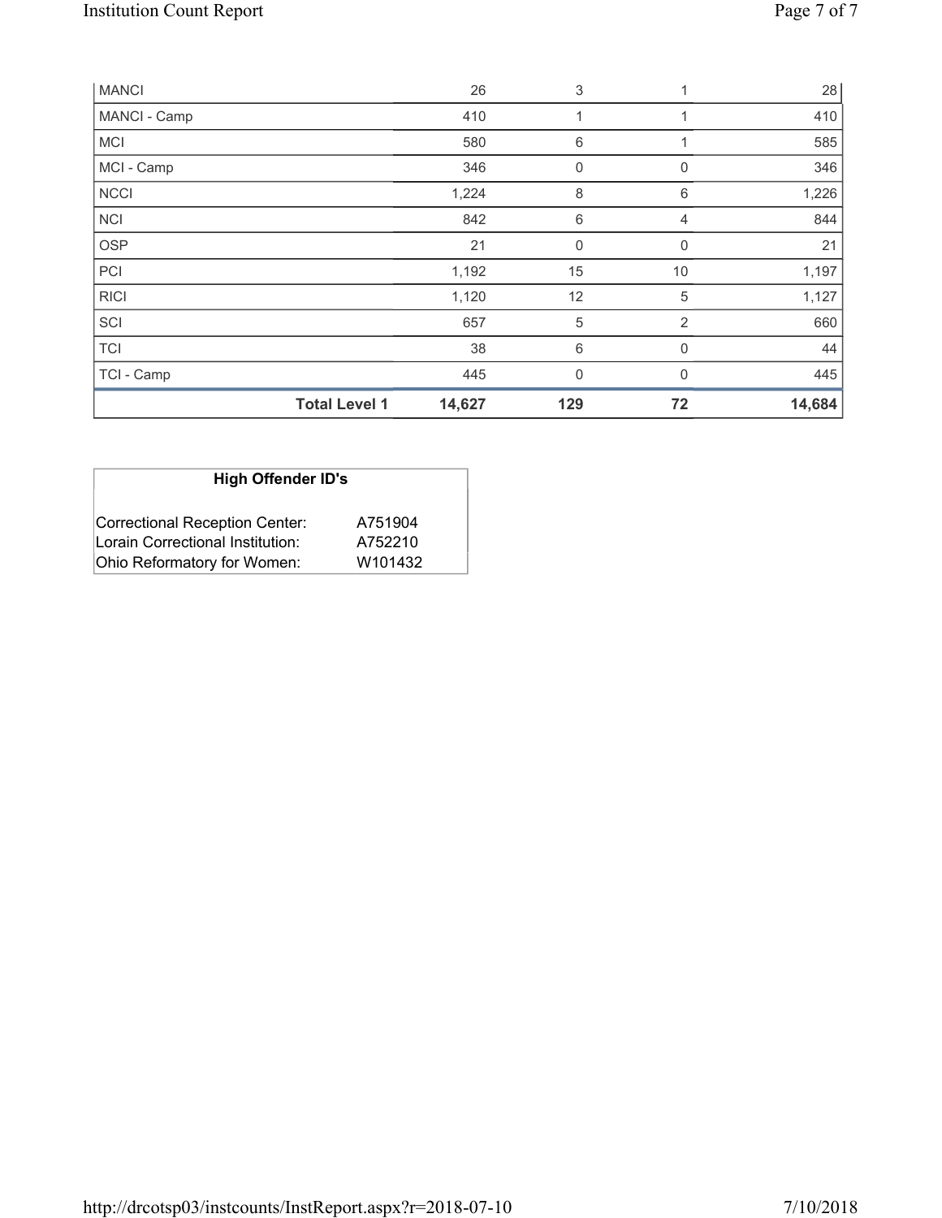| | | | | |
|---|---|---|---|---|
| MANCI | 26 | 3 | 1 | 28 |
| MANCI - Camp | 410 | 1 | 1 | 410 |
| MCI | 580 | 6 | 1 | 585 |
| MCI - Camp | 346 | 0 | 0 | 346 |
| NCCI | 1,224 | 8 | 6 | 1,226 |
| NCI | 842 | 6 | 4 | 844 |
| OSP | 21 | 0 | 0 | 21 |
| PCI | 1,192 | 15 | 10 | 1,197 |
| RICI | 1,120 | 12 | 5 | 1,127 |
| SCI | 657 | 5 | 2 | 660 |
| TCI | 38 | 6 | 0 | 44 |
| TCI - Camp | 445 | 0 | 0 | 445 |
| **Total Level 1** | **14,627** | **129** | **72** | **14,684** |

| High Offender ID's | |
|---|---|
| Correctional Reception Center: | A751904 |
| Lorain Correctional Institution: | A752210 |
| Ohio Reformatory for Women: | W101432 |